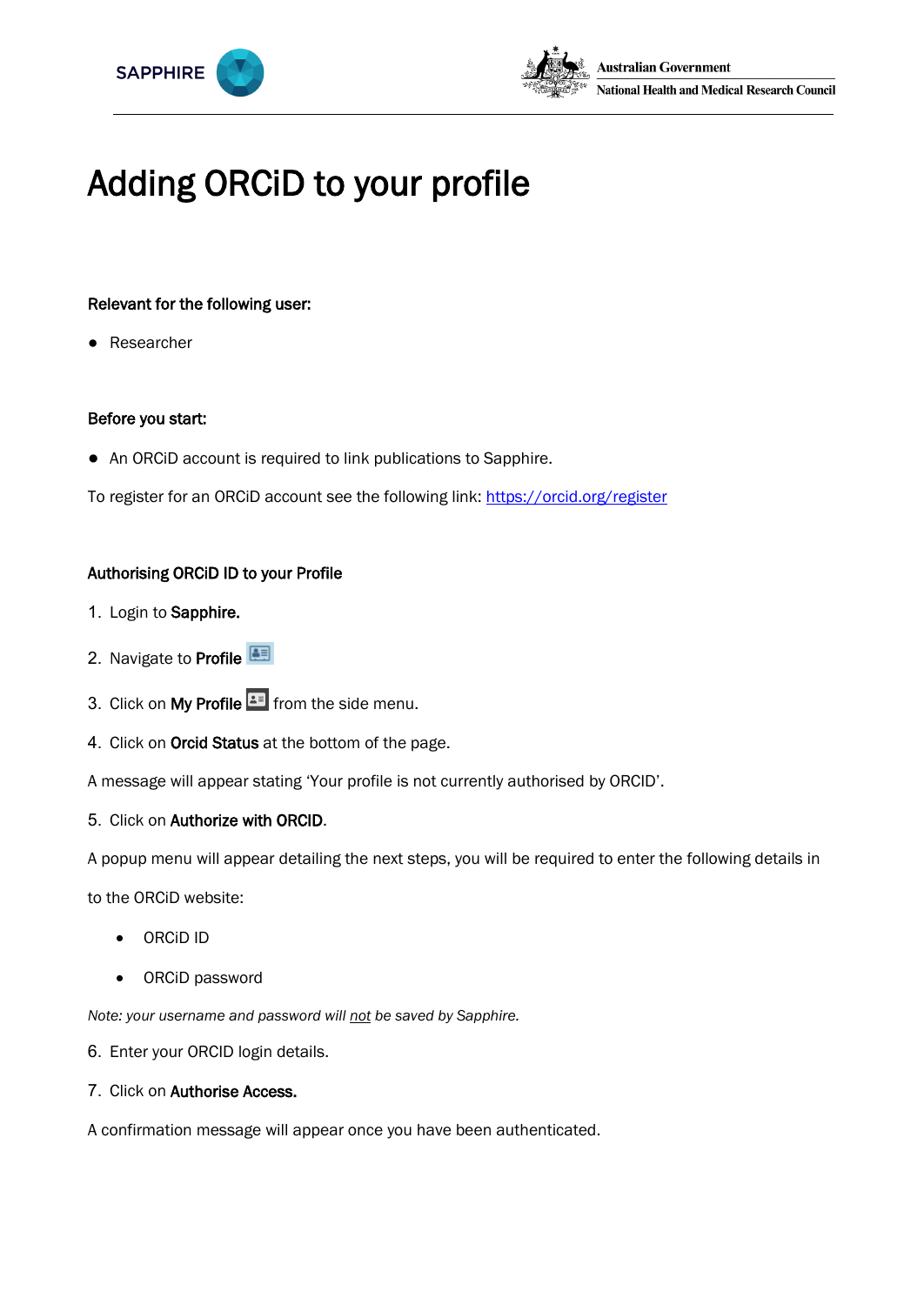# Adding ORCiD to your profile

**Relevant for the following user:**

- Researcher

**Before you start:**

- An ORCiD account is required to link publications to Sapphire.

To register for an ORCiD account see the following link: [https://orcid.org/register](https://orcid.org/register)

**Authorising ORCiD ID to your Profile**

1. Login to **Sapphire.**
2. Navigate to **Profile**
3. Click on **My Profile** from the side menu.
4. Click on **Orcid Status** at the bottom of the page.

A message will appear stating 'Your profile is not currently authorised by ORCID'.

5. Click on **Authorize with ORCID**.

A popup menu will appear detailing the next steps, you will be required to enter the following details in to the ORCiD website:

- ORCiD ID
- ORCiD password

*Note: your username and password will not be saved by Sapphire.*

6. Enter your ORCID login details.
7. Click on **Authorise Access.**

A confirmation message will appear once you have been authenticated.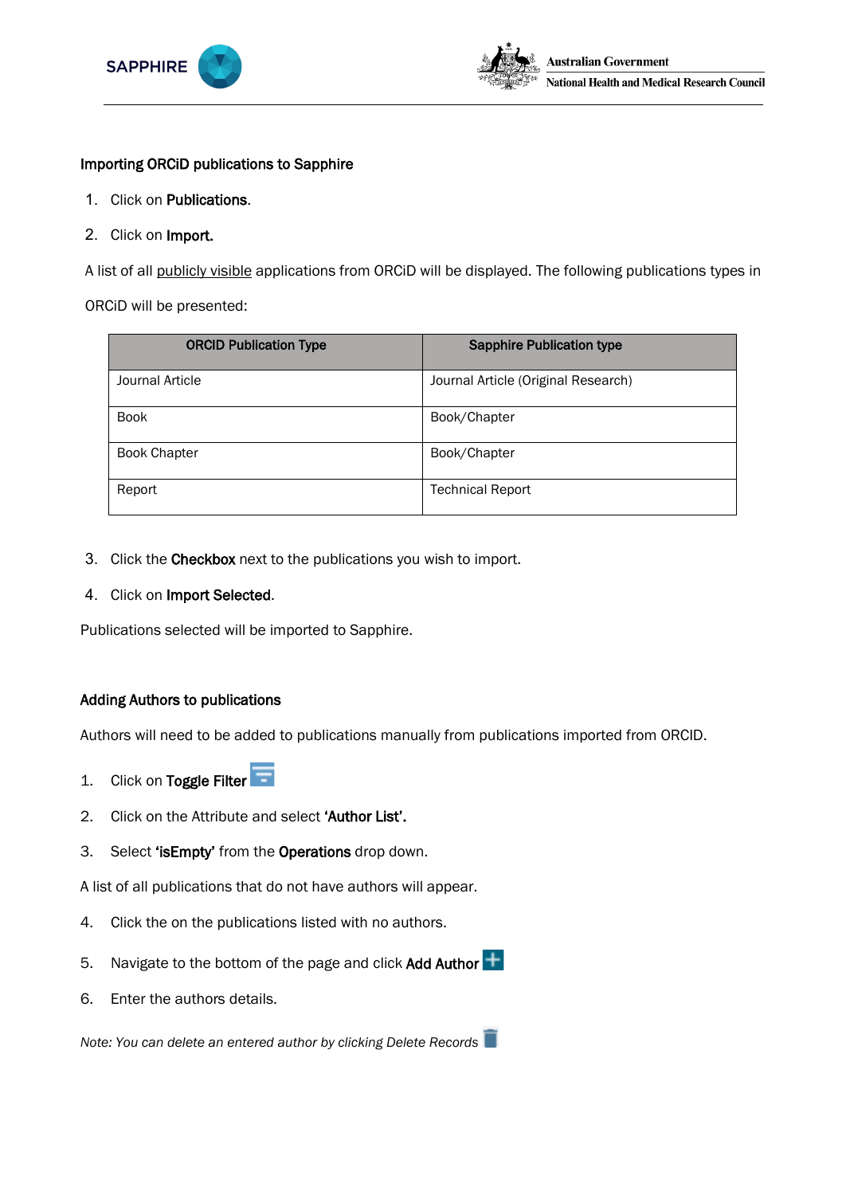**Importing ORCiD publications to Sapphire**

1. Click on **Publications**.
2. Click on **Import.**

A list of all publicly visible applications from ORCiD will be displayed. The following publications types in ORCiD will be presented:

| ORCID Publication Type | Sapphire Publication type |
| --- | --- |
| Journal Article | Journal Article (Original Research) |
| Book | Book/Chapter |
| Book Chapter | Book/Chapter |
| Report | Technical Report |

3. Click the **Checkbox** next to the publications you wish to import.
4. Click on **Import Selected**.

Publications selected will be imported to Sapphire.

**Adding Authors to publications**

Authors will need to be added to publications manually from publications imported from ORCID.

1. Click on **Toggle Filter**
2. Click on the Attribute and select **'Author List'.**
3. Select **'isEmpty'** from the **Operations** drop down.

A list of all publications that do not have authors will appear.

4. Click the on the publications listed with no authors.
5. Navigate to the bottom of the page and click **Add Author**
6. Enter the authors details.

*Note: You can delete an entered author by clicking Delete Records*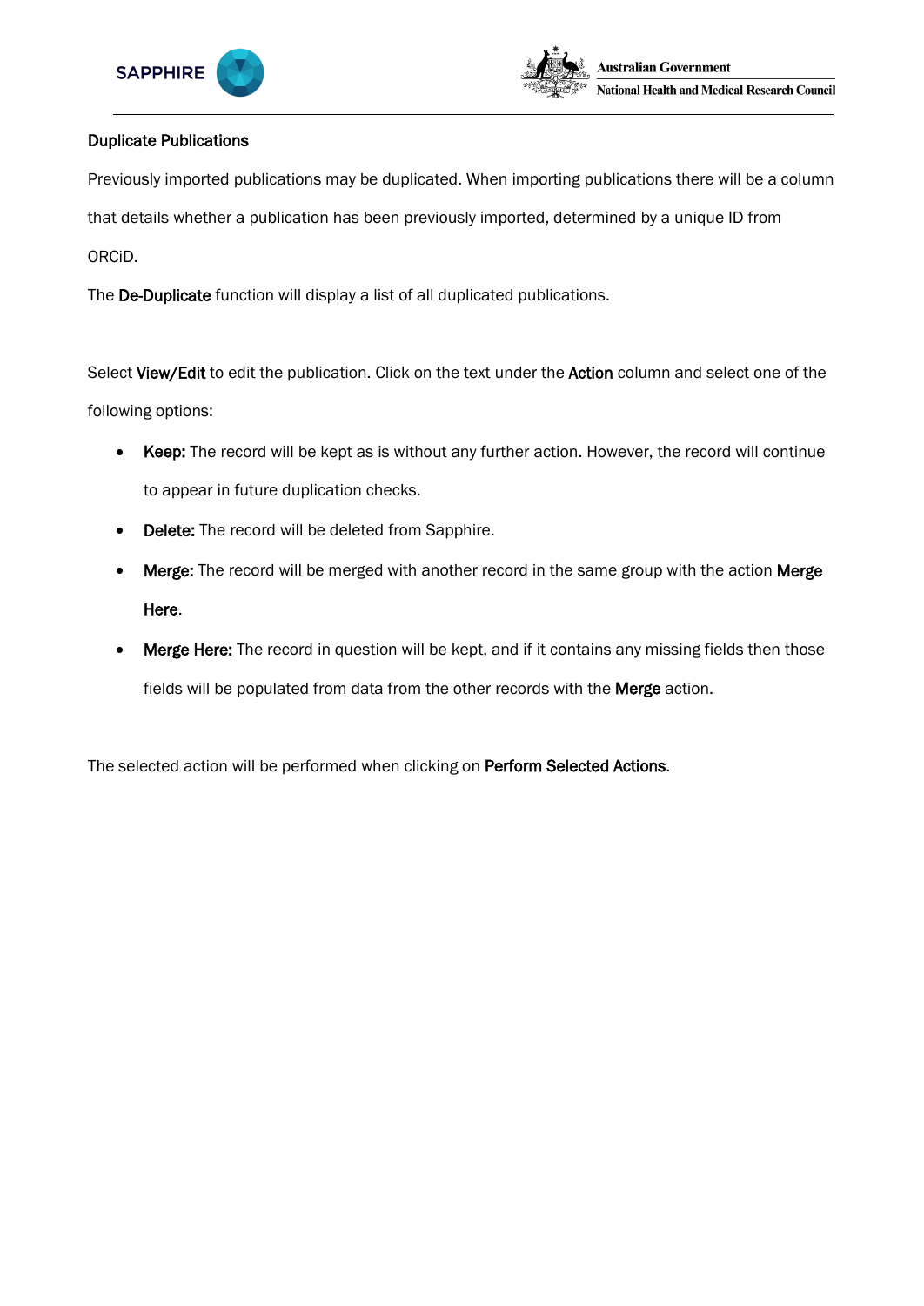## Duplicate Publications

Previously imported publications may be duplicated. When importing publications there will be a column that details whether a publication has been previously imported, determined by a unique ID from ORCiD.

The **De-Duplicate** function will display a list of all duplicated publications.

Select **View/Edit** to edit the publication. Click on the text under the **Action** column and select one of the following options:

- **Keep:** The record will be kept as is without any further action. However, the record will continue to appear in future duplication checks.
- **Delete:** The record will be deleted from Sapphire.
- **Merge:** The record will be merged with another record in the same group with the action **Merge Here**.
- **Merge Here:** The record in question will be kept, and if it contains any missing fields then those fields will be populated from data from the other records with the **Merge** action.

The selected action will be performed when clicking on **Perform Selected Actions**.